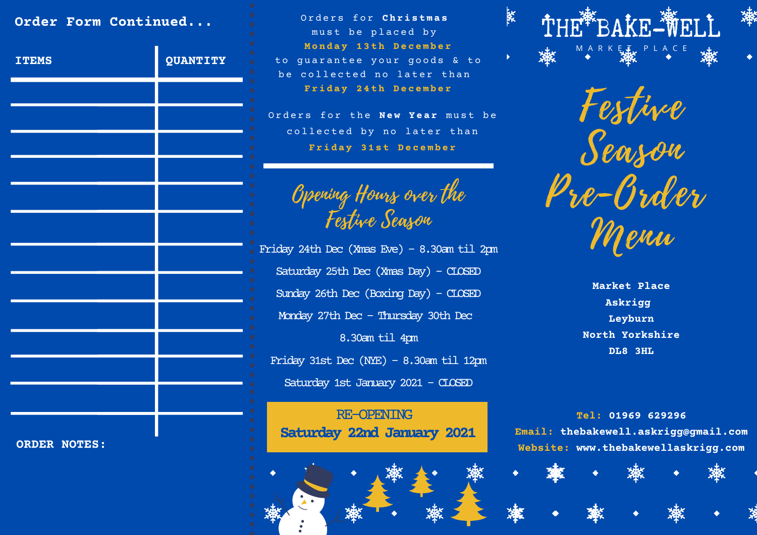## Order Form Continued...

| ITEMS | QUANTITY |
|---|---|
| | |
| | |
| | |
| | |
| | |
| | |
| | |
| | |
| | |
| | |
| | |
| | |
| | |

**ORDER NOTES:**

Orders for **Christmas** must be placed by **Monday 13th December** to guarantee your goods & to be collected no later than **Friday 24th December**

Orders for the **New Year** must be collected by no later than **Friday 31st December**

## *Opening Hours over the Festive Season*

Friday 24th Dec (Xmas Eve) - 8.30am til 2pm

Saturday 25th Dec (Xmas Day) - CLOSED

Sunday 26th Dec (Boxing Day) - CLOSED

Monday 27th Dec - Thursday 30th Dec

8.30am til 4pm

Friday 31st Dec (NYE) - 8.30am til 12pm

Saturday 1st January 2021 - CLOSED

RE-OPENING

**Saturday 22nd January 2021**

# THE BAKE-WELL

MARKET PLACE

# *Festive Season Pre-Order Menu*

**Market Place**
**Askrigg**
**Leyburn**
**North Yorkshire**
**DL8 3HL**

**Tel:** 01969 629296
**Email:** thebakewell.askrigg@gmail.com
**Website:** www.thebakewellaskrigg.com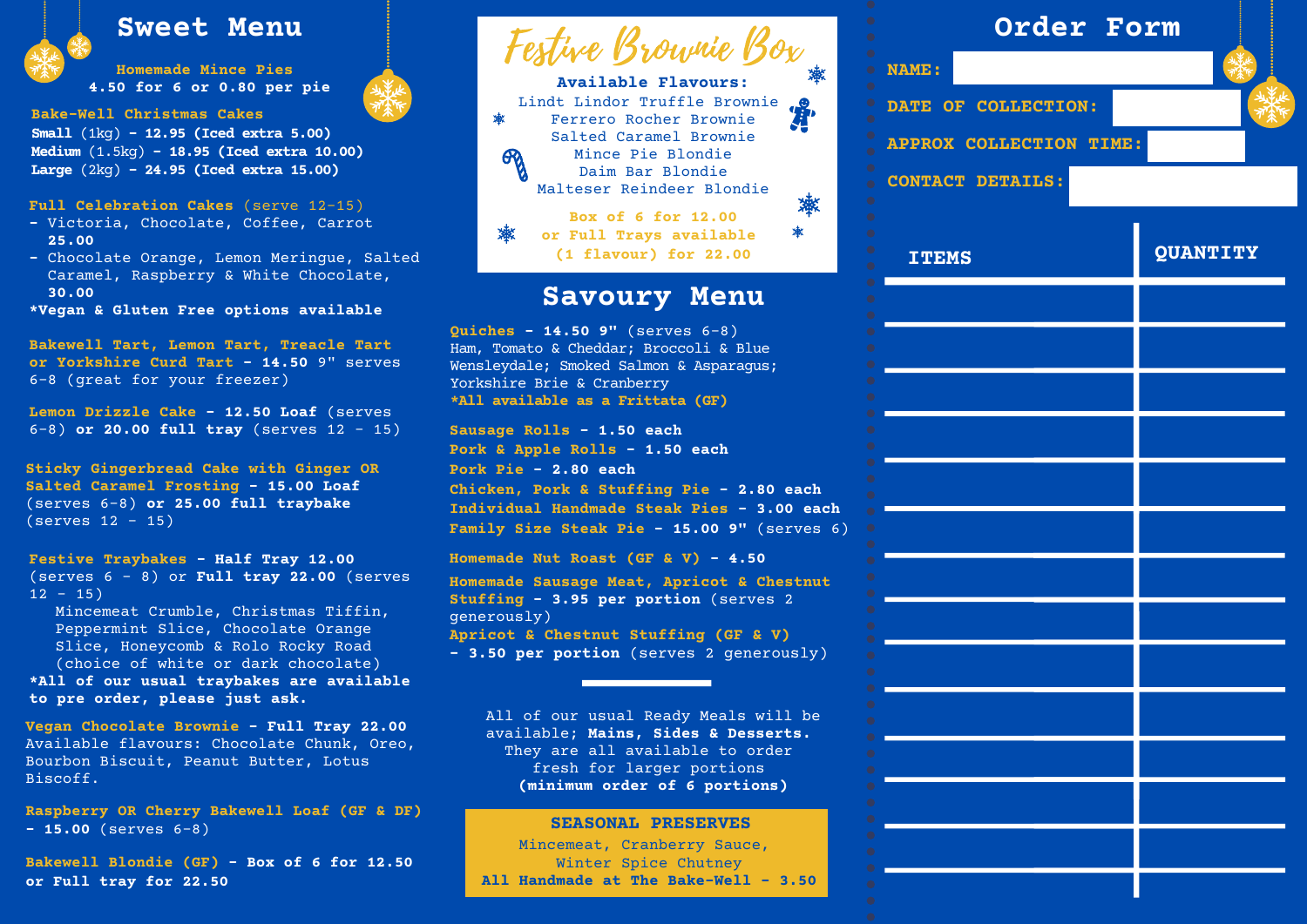# Sweet Menu

**Homemade Mince Pies**
**4.50 for 6 or 0.80 per pie**

**Bake-Well Christmas Cakes**
**Small** (1kg) **- 12.95 (Iced extra 5.00)**
**Medium** (1.5kg) **- 18.95 (Iced extra 10.00)**
**Large** (2kg) **- 24.95 (Iced extra 15.00)**

**Full Celebration Cakes** (serve 12-15)
- Victoria, Chocolate, Coffee, Carrot **25.00**
- Chocolate Orange, Lemon Meringue, Salted Caramel, Raspberry & White Chocolate, **30.00**

**\*Vegan & Gluten Free options available**

**Bakewell Tart, Lemon Tart, Treacle Tart or Yorkshire Curd Tart - 14.50** 9" serves 6-8 (great for your freezer)

**Lemon Drizzle Cake - 12.50 Loaf** (serves 6-8) **or 20.00 full tray** (serves 12 - 15)

**Sticky Gingerbread Cake with Ginger OR Salted Caramel Frosting - 15.00 Loaf** (serves 6-8) **or 25.00 full traybake** (serves 12 - 15)

**Festive Traybakes - Half Tray 12.00** (serves 6 - 8) or **Full tray 22.00** (serves 12 - 15)
Mincemeat Crumble, Christmas Tiffin, Peppermint Slice, Chocolate Orange Slice, Honeycomb & Rolo Rocky Road (choice of white or dark chocolate)
**\*All of our usual traybakes are available to pre order, please just ask.**

**Vegan Chocolate Brownie - Full Tray 22.00**
Available flavours: Chocolate Chunk, Oreo, Bourbon Biscuit, Peanut Butter, Lotus Biscoff.

**Raspberry OR Cherry Bakewell Loaf (GF & DF) - 15.00** (serves 6-8)

**Bakewell Blondie (GF) - Box of 6 for 12.50 or Full tray for 22.50**

# Festive Brownie Box

**Available Flavours:**
Lindt Lindor Truffle Brownie
Ferrero Rocher Brownie
Salted Caramel Brownie
Mince Pie Blondie
Daim Bar Blondie
Malteser Reindeer Blondie

**Box of 6 for 12.00**
**or Full Trays available**
**(1 flavour) for 22.00**

# Savoury Menu

**Quiches - 14.50 9"** (serves 6-8)
Ham, Tomato & Cheddar; Broccoli & Blue Wensleydale; Smoked Salmon & Asparagus; Yorkshire Brie & Cranberry
**\*All available as a Frittata (GF)**

**Sausage Rolls - 1.50 each**
**Pork & Apple Rolls - 1.50 each**
**Pork Pie - 2.80 each**
**Chicken, Pork & Stuffing Pie - 2.80 each**
**Individual Handmade Steak Pies - 3.00 each**
**Family Size Steak Pie - 15.00 9"** (serves 6)

**Homemade Nut Roast (GF & V) - 4.50**

**Homemade Sausage Meat, Apricot & Chestnut Stuffing - 3.95 per portion** (serves 2 generously)
**Apricot & Chestnut Stuffing (GF & V) - 3.50 per portion** (serves 2 generously)

All of our usual Ready Meals will be available; **Mains, Sides & Desserts.** They are all available to order fresh for larger portions **(minimum order of 6 portions)**

**SEASONAL PRESERVES**
Mincemeat, Cranberry Sauce, Winter Spice Chutney
**All Handmade at The Bake-Well - 3.50**

# Order Form

**NAME:**

**DATE OF COLLECTION:**

**APPROX COLLECTION TIME:**

**CONTACT DETAILS:**

| ITEMS | QUANTITY |
|---|---|
| | |
| | |
| | |
| | |
| | |
| | |
| | |
| | |
| | |
| | |
| | |
| | |
| | |
| | |